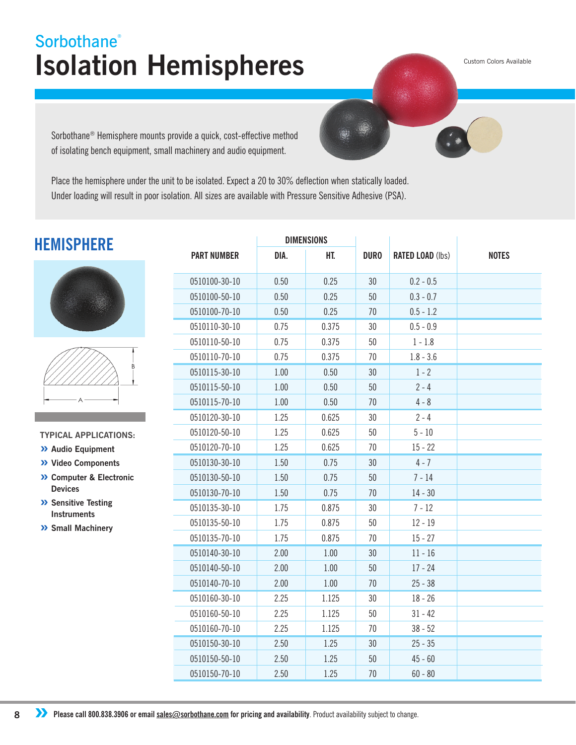Sorbothane®

# Isolation Hemispheres

Custom Colors Available

Sorbothane® Hemisphere mounts provide a quick, cost-effective method of isolating bench equipment, small machinery and audio equipment.

Place the hemisphere under the unit to be isolated. Expect a 20 to 30% deflection when statically loaded. Under loading will result in poor isolation. All sizes are available with Pressure Sensitive Adhesive (PSA).

## HEMISPHERE

B

A

**TYPICAL APPLICATIONS:**

- Audio Equipment
- Video Components
- Computer & Electronic Devices
- Sensitive Testing Instruments
- Small Machinery

| PART NUMBER | DIMENSIONS | | DURO | RATED LOAD (lbs) | NOTES |
|---|---|---|---|---|---|
| | DIA. | HT. | | | |
| 0510100-30-10 | 0.50 | 0.25 | 30 | 0.2 - 0.5 | |
| 0510100-50-10 | 0.50 | 0.25 | 50 | 0.3 - 0.7 | |
| 0510100-70-10 | 0.50 | 0.25 | 70 | 0.5 - 1.2 | |
| 0510110-30-10 | 0.75 | 0.375 | 30 | 0.5 - 0.9 | |
| 0510110-50-10 | 0.75 | 0.375 | 50 | 1 - 1.8 | |
| 0510110-70-10 | 0.75 | 0.375 | 70 | 1.8 - 3.6 | |
| 0510115-30-10 | 1.00 | 0.50 | 30 | 1 - 2 | |
| 0510115-50-10 | 1.00 | 0.50 | 50 | 2 - 4 | |
| 0510115-70-10 | 1.00 | 0.50 | 70 | 4 - 8 | |
| 0510120-30-10 | 1.25 | 0.625 | 30 | 2 - 4 | |
| 0510120-50-10 | 1.25 | 0.625 | 50 | 5 - 10 | |
| 0510120-70-10 | 1.25 | 0.625 | 70 | 15 - 22 | |
| 0510130-30-10 | 1.50 | 0.75 | 30 | 4 - 7 | |
| 0510130-50-10 | 1.50 | 0.75 | 50 | 7 - 14 | |
| 0510130-70-10 | 1.50 | 0.75 | 70 | 14 - 30 | |
| 0510135-30-10 | 1.75 | 0.875 | 30 | 7 - 12 | |
| 0510135-50-10 | 1.75 | 0.875 | 50 | 12 - 19 | |
| 0510135-70-10 | 1.75 | 0.875 | 70 | 15 - 27 | |
| 0510140-30-10 | 2.00 | 1.00 | 30 | 11 - 16 | |
| 0510140-50-10 | 2.00 | 1.00 | 50 | 17 - 24 | |
| 0510140-70-10 | 2.00 | 1.00 | 70 | 25 - 38 | |
| 0510160-30-10 | 2.25 | 1.125 | 30 | 18 - 26 | |
| 0510160-50-10 | 2.25 | 1.125 | 50 | 31 - 42 | |
| 0510160-70-10 | 2.25 | 1.125 | 70 | 38 - 52 | |
| 0510150-30-10 | 2.50 | 1.25 | 30 | 25 - 35 | |
| 0510150-50-10 | 2.50 | 1.25 | 50 | 45 - 60 | |
| 0510150-70-10 | 2.50 | 1.25 | 70 | 60 - 80 | |

**Please call 800.838.3906 or email sales@sorbothane.com for pricing and availability**. Product availability subject to change.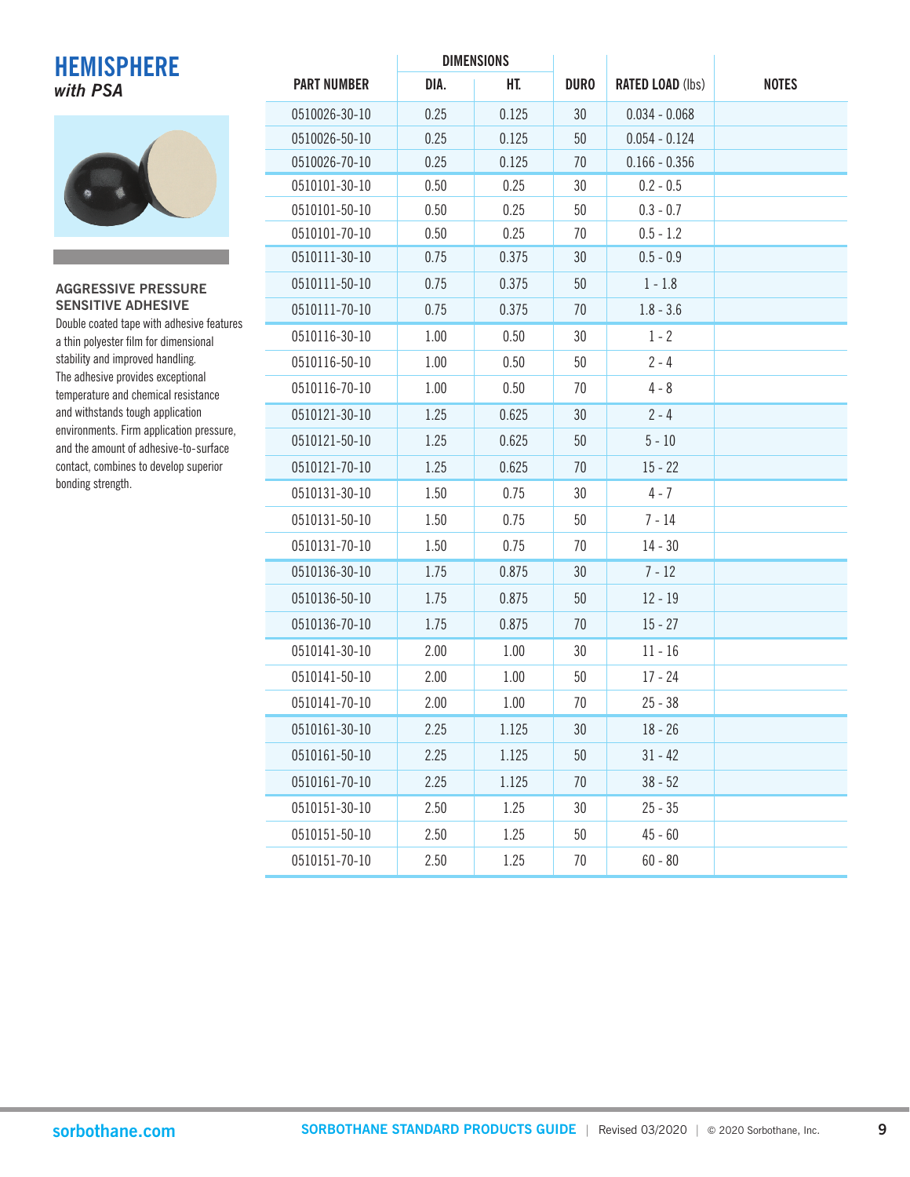# HEMISPHERE

*with PSA*

### AGGRESSIVE PRESSURE SENSITIVE ADHESIVE

Double coated tape with adhesive features a thin polyester film for dimensional stability and improved handling. The adhesive provides exceptional temperature and chemical resistance and withstands tough application environments. Firm application pressure, and the amount of adhesive-to-surface contact, combines to develop superior bonding strength.

| PART NUMBER | DIMENSIONS | | DURO | RATED LOAD (lbs) | NOTES |
|---|---|---|---|---|---|
| | DIA. | HT. | | | |
| 0510026-30-10 | 0.25 | 0.125 | 30 | 0.034 - 0.068 | |
| 0510026-50-10 | 0.25 | 0.125 | 50 | 0.054 - 0.124 | |
| 0510026-70-10 | 0.25 | 0.125 | 70 | 0.166 - 0.356 | |
| 0510101-30-10 | 0.50 | 0.25 | 30 | 0.2 - 0.5 | |
| 0510101-50-10 | 0.50 | 0.25 | 50 | 0.3 - 0.7 | |
| 0510101-70-10 | 0.50 | 0.25 | 70 | 0.5 - 1.2 | |
| 0510111-30-10 | 0.75 | 0.375 | 30 | 0.5 - 0.9 | |
| 0510111-50-10 | 0.75 | 0.375 | 50 | 1 - 1.8 | |
| 0510111-70-10 | 0.75 | 0.375 | 70 | 1.8 - 3.6 | |
| 0510116-30-10 | 1.00 | 0.50 | 30 | 1 - 2 | |
| 0510116-50-10 | 1.00 | 0.50 | 50 | 2 - 4 | |
| 0510116-70-10 | 1.00 | 0.50 | 70 | 4 - 8 | |
| 0510121-30-10 | 1.25 | 0.625 | 30 | 2 - 4 | |
| 0510121-50-10 | 1.25 | 0.625 | 50 | 5 - 10 | |
| 0510121-70-10 | 1.25 | 0.625 | 70 | 15 - 22 | |
| 0510131-30-10 | 1.50 | 0.75 | 30 | 4 - 7 | |
| 0510131-50-10 | 1.50 | 0.75 | 50 | 7 - 14 | |
| 0510131-70-10 | 1.50 | 0.75 | 70 | 14 - 30 | |
| 0510136-30-10 | 1.75 | 0.875 | 30 | 7 - 12 | |
| 0510136-50-10 | 1.75 | 0.875 | 50 | 12 - 19 | |
| 0510136-70-10 | 1.75 | 0.875 | 70 | 15 - 27 | |
| 0510141-30-10 | 2.00 | 1.00 | 30 | 11 - 16 | |
| 0510141-50-10 | 2.00 | 1.00 | 50 | 17 - 24 | |
| 0510141-70-10 | 2.00 | 1.00 | 70 | 25 - 38 | |
| 0510161-30-10 | 2.25 | 1.125 | 30 | 18 - 26 | |
| 0510161-50-10 | 2.25 | 1.125 | 50 | 31 - 42 | |
| 0510161-70-10 | 2.25 | 1.125 | 70 | 38 - 52 | |
| 0510151-30-10 | 2.50 | 1.25 | 30 | 25 - 35 | |
| 0510151-50-10 | 2.50 | 1.25 | 50 | 45 - 60 | |
| 0510151-70-10 | 2.50 | 1.25 | 70 | 60 - 80 | |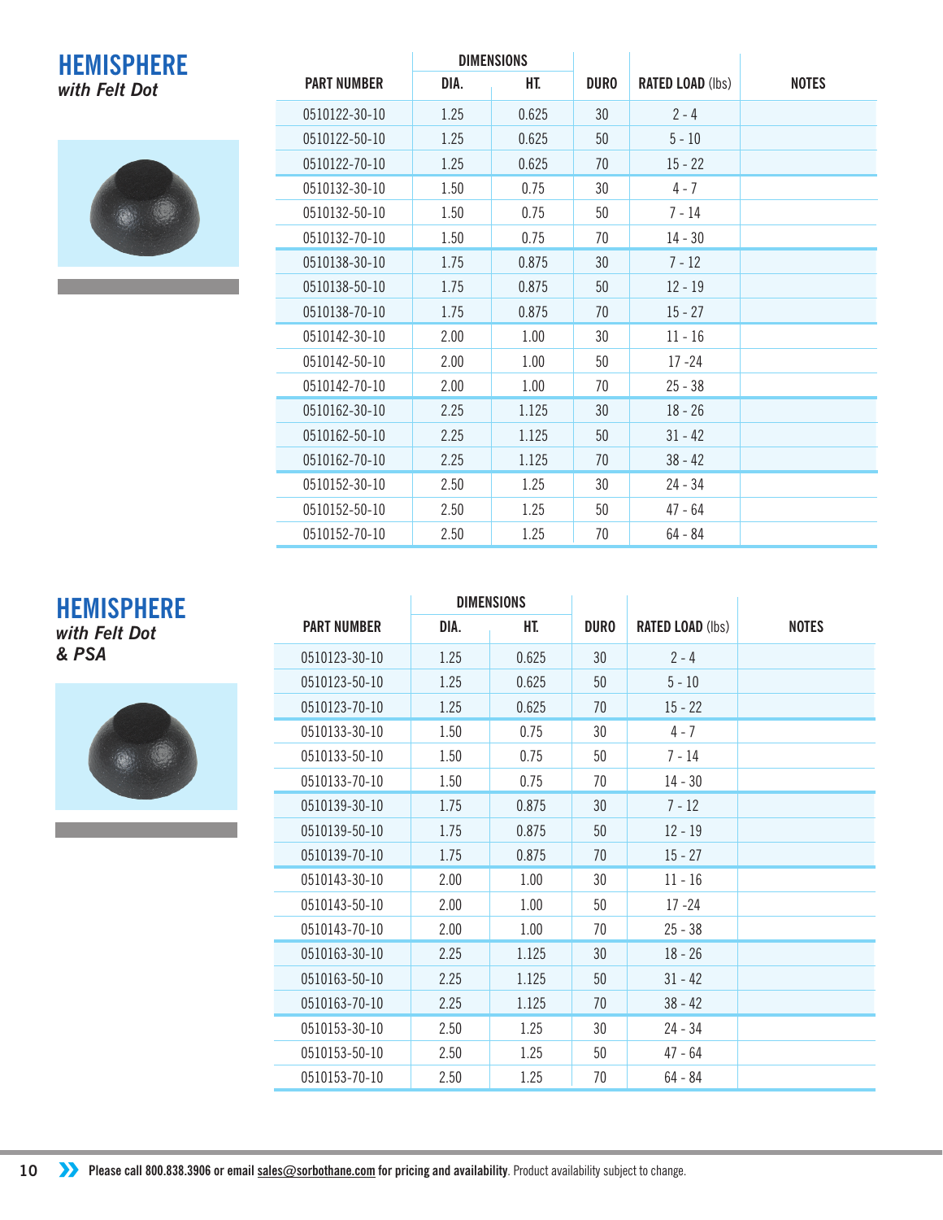## HEMISPHERE
*with Felt Dot*

| PART NUMBER | DIMENSIONS | | DURO | RATED LOAD (lbs) | NOTES |
|---|---|---|---|---|---|
| | DIA. | HT. | | | |
| 0510122-30-10 | 1.25 | 0.625 | 30 | 2 - 4 | |
| 0510122-50-10 | 1.25 | 0.625 | 50 | 5 - 10 | |
| 0510122-70-10 | 1.25 | 0.625 | 70 | 15 - 22 | |
| 0510132-30-10 | 1.50 | 0.75 | 30 | 4 - 7 | |
| 0510132-50-10 | 1.50 | 0.75 | 50 | 7 - 14 | |
| 0510132-70-10 | 1.50 | 0.75 | 70 | 14 - 30 | |
| 0510138-30-10 | 1.75 | 0.875 | 30 | 7 - 12 | |
| 0510138-50-10 | 1.75 | 0.875 | 50 | 12 - 19 | |
| 0510138-70-10 | 1.75 | 0.875 | 70 | 15 - 27 | |
| 0510142-30-10 | 2.00 | 1.00 | 30 | 11 - 16 | |
| 0510142-50-10 | 2.00 | 1.00 | 50 | 17 -24 | |
| 0510142-70-10 | 2.00 | 1.00 | 70 | 25 - 38 | |
| 0510162-30-10 | 2.25 | 1.125 | 30 | 18 - 26 | |
| 0510162-50-10 | 2.25 | 1.125 | 50 | 31 - 42 | |
| 0510162-70-10 | 2.25 | 1.125 | 70 | 38 - 42 | |
| 0510152-30-10 | 2.50 | 1.25 | 30 | 24 - 34 | |
| 0510152-50-10 | 2.50 | 1.25 | 50 | 47 - 64 | |
| 0510152-70-10 | 2.50 | 1.25 | 70 | 64 - 84 | |

## HEMISPHERE
*with Felt Dot & PSA*

| PART NUMBER | DIMENSIONS | | DURO | RATED LOAD (lbs) | NOTES |
|---|---|---|---|---|---|
| | DIA. | HT. | | | |
| 0510123-30-10 | 1.25 | 0.625 | 30 | 2 - 4 | |
| 0510123-50-10 | 1.25 | 0.625 | 50 | 5 - 10 | |
| 0510123-70-10 | 1.25 | 0.625 | 70 | 15 - 22 | |
| 0510133-30-10 | 1.50 | 0.75 | 30 | 4 - 7 | |
| 0510133-50-10 | 1.50 | 0.75 | 50 | 7 - 14 | |
| 0510133-70-10 | 1.50 | 0.75 | 70 | 14 - 30 | |
| 0510139-30-10 | 1.75 | 0.875 | 30 | 7 - 12 | |
| 0510139-50-10 | 1.75 | 0.875 | 50 | 12 - 19 | |
| 0510139-70-10 | 1.75 | 0.875 | 70 | 15 - 27 | |
| 0510143-30-10 | 2.00 | 1.00 | 30 | 11 - 16 | |
| 0510143-50-10 | 2.00 | 1.00 | 50 | 17 -24 | |
| 0510143-70-10 | 2.00 | 1.00 | 70 | 25 - 38 | |
| 0510163-30-10 | 2.25 | 1.125 | 30 | 18 - 26 | |
| 0510163-50-10 | 2.25 | 1.125 | 50 | 31 - 42 | |
| 0510163-70-10 | 2.25 | 1.125 | 70 | 38 - 42 | |
| 0510153-30-10 | 2.50 | 1.25 | 30 | 24 - 34 | |
| 0510153-50-10 | 2.50 | 1.25 | 50 | 47 - 64 | |
| 0510153-70-10 | 2.50 | 1.25 | 70 | 64 - 84 | |

**Please call 800.838.3906 or email sales@sorbothane.com for pricing and availability**. Product availability subject to change.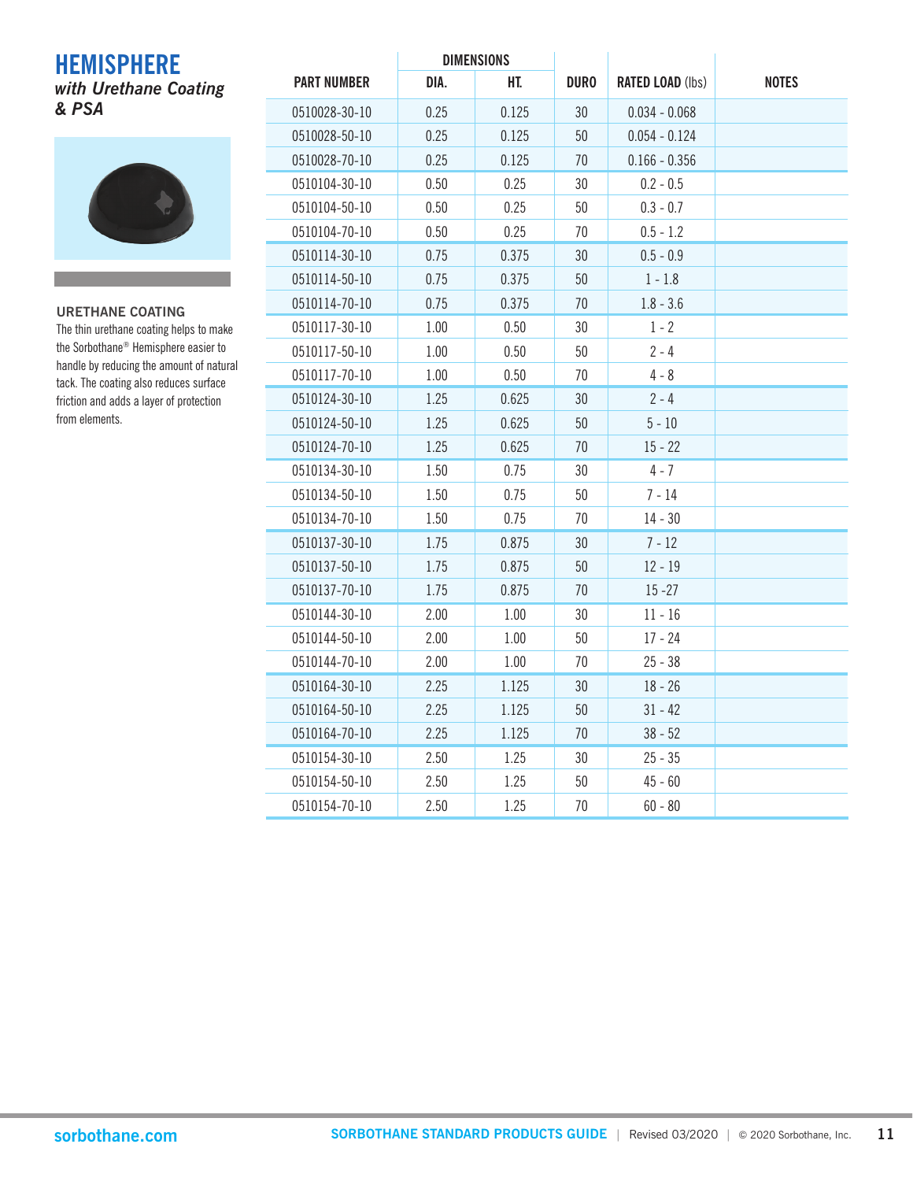# HEMISPHERE

***with Urethane Coating & PSA***

### URETHANE COATING

The thin urethane coating helps to make the Sorbothane® Hemisphere easier to handle by reducing the amount of natural tack. The coating also reduces surface friction and adds a layer of protection from elements.

| PART NUMBER | DIMENSIONS | | DURO | RATED LOAD (lbs) | NOTES |
|---|---|---|---|---|---|
| | DIA. | HT. | | | |
| 0510028-30-10 | 0.25 | 0.125 | 30 | 0.034 - 0.068 | |
| 0510028-50-10 | 0.25 | 0.125 | 50 | 0.054 - 0.124 | |
| 0510028-70-10 | 0.25 | 0.125 | 70 | 0.166 - 0.356 | |
| 0510104-30-10 | 0.50 | 0.25 | 30 | 0.2 - 0.5 | |
| 0510104-50-10 | 0.50 | 0.25 | 50 | 0.3 - 0.7 | |
| 0510104-70-10 | 0.50 | 0.25 | 70 | 0.5 - 1.2 | |
| 0510114-30-10 | 0.75 | 0.375 | 30 | 0.5 - 0.9 | |
| 0510114-50-10 | 0.75 | 0.375 | 50 | 1 - 1.8 | |
| 0510114-70-10 | 0.75 | 0.375 | 70 | 1.8 - 3.6 | |
| 0510117-30-10 | 1.00 | 0.50 | 30 | 1 - 2 | |
| 0510117-50-10 | 1.00 | 0.50 | 50 | 2 - 4 | |
| 0510117-70-10 | 1.00 | 0.50 | 70 | 4 - 8 | |
| 0510124-30-10 | 1.25 | 0.625 | 30 | 2 - 4 | |
| 0510124-50-10 | 1.25 | 0.625 | 50 | 5 - 10 | |
| 0510124-70-10 | 1.25 | 0.625 | 70 | 15 - 22 | |
| 0510134-30-10 | 1.50 | 0.75 | 30 | 4 - 7 | |
| 0510134-50-10 | 1.50 | 0.75 | 50 | 7 - 14 | |
| 0510134-70-10 | 1.50 | 0.75 | 70 | 14 - 30 | |
| 0510137-30-10 | 1.75 | 0.875 | 30 | 7 - 12 | |
| 0510137-50-10 | 1.75 | 0.875 | 50 | 12 - 19 | |
| 0510137-70-10 | 1.75 | 0.875 | 70 | 15 -27 | |
| 0510144-30-10 | 2.00 | 1.00 | 30 | 11 - 16 | |
| 0510144-50-10 | 2.00 | 1.00 | 50 | 17 - 24 | |
| 0510144-70-10 | 2.00 | 1.00 | 70 | 25 - 38 | |
| 0510164-30-10 | 2.25 | 1.125 | 30 | 18 - 26 | |
| 0510164-50-10 | 2.25 | 1.125 | 50 | 31 - 42 | |
| 0510164-70-10 | 2.25 | 1.125 | 70 | 38 - 52 | |
| 0510154-30-10 | 2.50 | 1.25 | 30 | 25 - 35 | |
| 0510154-50-10 | 2.50 | 1.25 | 50 | 45 - 60 | |
| 0510154-70-10 | 2.50 | 1.25 | 70 | 60 - 80 | |